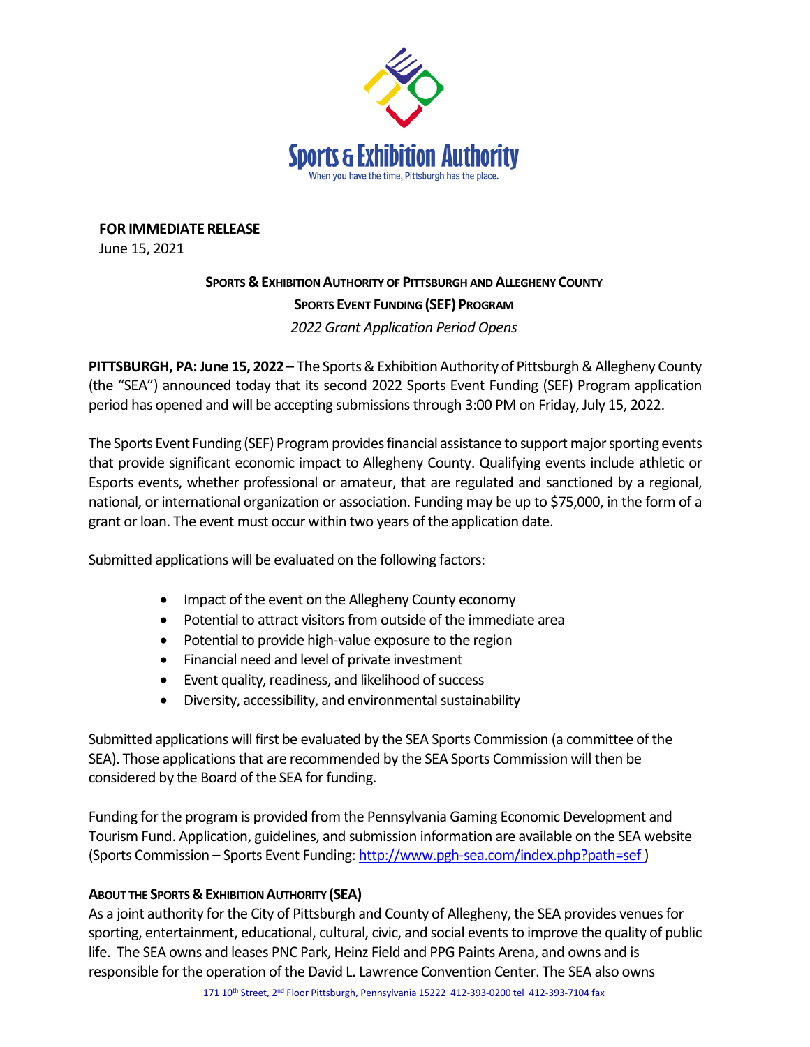Sports & Exhibition Authority

When you have the time, Pittsburgh has the place.

**FOR IMMEDIATE RELEASE**
June 15, 2021

## SPORTS & EXHIBITION AUTHORITY OF PITTSBURGH AND ALLEGHENY COUNTY

## SPORTS EVENT FUNDING (SEF) PROGRAM

*2022 Grant Application Period Opens*

**PITTSBURGH, PA: June 15, 2022** – The Sports & Exhibition Authority of Pittsburgh & Allegheny County (the "SEA") announced today that its second 2022 Sports Event Funding (SEF) Program application period has opened and will be accepting submissions through 3:00 PM on Friday, July 15, 2022.

The Sports Event Funding (SEF) Program provides financial assistance to support major sporting events that provide significant economic impact to Allegheny County. Qualifying events include athletic or Esports events, whether professional or amateur, that are regulated and sanctioned by a regional, national, or international organization or association. Funding may be up to $75,000, in the form of a grant or loan. The event must occur within two years of the application date.

Submitted applications will be evaluated on the following factors:

- Impact of the event on the Allegheny County economy
- Potential to attract visitors from outside of the immediate area
- Potential to provide high-value exposure to the region
- Financial need and level of private investment
- Event quality, readiness, and likelihood of success
- Diversity, accessibility, and environmental sustainability

Submitted applications will first be evaluated by the SEA Sports Commission (a committee of the SEA). Those applications that are recommended by the SEA Sports Commission will then be considered by the Board of the SEA for funding.

Funding for the program is provided from the Pennsylvania Gaming Economic Development and Tourism Fund. Application, guidelines, and submission information are available on the SEA website (Sports Commission – Sports Event Funding: http://www.pgh-sea.com/index.php?path=sef )

### ABOUT THE SPORTS & EXHIBITION AUTHORITY (SEA)

As a joint authority for the City of Pittsburgh and County of Allegheny, the SEA provides venues for sporting, entertainment, educational, cultural, civic, and social events to improve the quality of public life. The SEA owns and leases PNC Park, Heinz Field and PPG Paints Arena, and owns and is responsible for the operation of the David L. Lawrence Convention Center. The SEA also owns

171 10th Street, 2nd Floor Pittsburgh, Pennsylvania 15222 412-393-0200 tel 412-393-7104 fax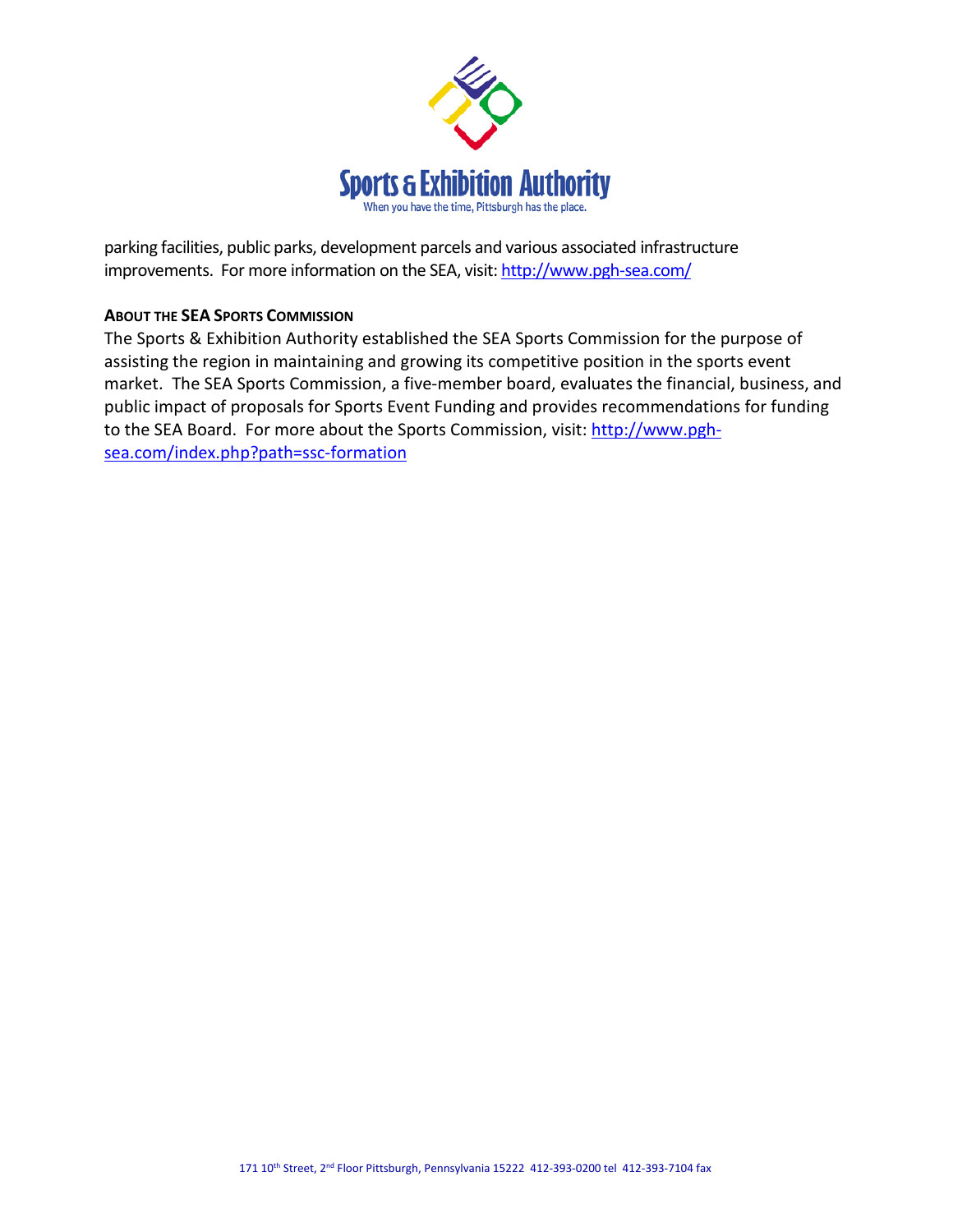parking facilities, public parks, development parcels and various associated infrastructure improvements. For more information on the SEA, visit: http://www.pgh-sea.com/

**About the SEA Sports Commission**

The Sports & Exhibition Authority established the SEA Sports Commission for the purpose of assisting the region in maintaining and growing its competitive position in the sports event market. The SEA Sports Commission, a five-member board, evaluates the financial, business, and public impact of proposals for Sports Event Funding and provides recommendations for funding to the SEA Board. For more about the Sports Commission, visit: http://www.pgh-sea.com/index.php?path=ssc-formation